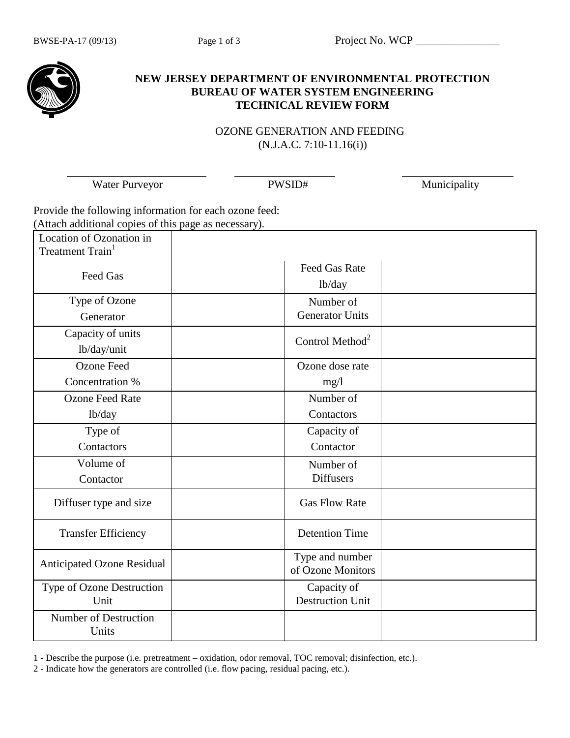BWSE-PA-17 (09/13)

Project No. WCP _______________

**NEW JERSEY DEPARTMENT OF ENVIRONMENTAL PROTECTION**
**BUREAU OF WATER SYSTEM ENGINEERING**
**TECHNICAL REVIEW FORM**

OZONE GENERATION AND FEEDING
(N.J.A.C. 7:10-11.16(i))

| Water Purveyor | PWSID# | Municipality |
|---|---|---|
| | | |

Provide the following information for each ozone feed:
(Attach additional copies of this page as necessary).

| Location of Ozonation in Treatment Train[1] | | | |
|---|---|---|---|
| Feed Gas | | Feed Gas Rate lb/day | |
| Type of Ozone Generator | | Number of Generator Units | |
| Capacity of units lb/day/unit | | Control Method[2] | |
| Ozone Feed Concentration % | | Ozone dose rate mg/l | |
| Ozone Feed Rate lb/day | | Number of Contactors | |
| Type of Contactors | | Capacity of Contactor | |
| Volume of Contactor | | Number of Diffusers | |
| Diffuser type and size | | Gas Flow Rate | |
| Transfer Efficiency | | Detention Time | |
| Anticipated Ozone Residual | | Type and number of Ozone Monitors | |
| Type of Ozone Destruction Unit | | Capacity of Destruction Unit | |
| Number of Destruction Units | | | |

1 - Describe the purpose (i.e. pretreatment – oxidation, odor removal, TOC removal; disinfection, etc.).

2 - Indicate how the generators are controlled (i.e. flow pacing, residual pacing, etc.).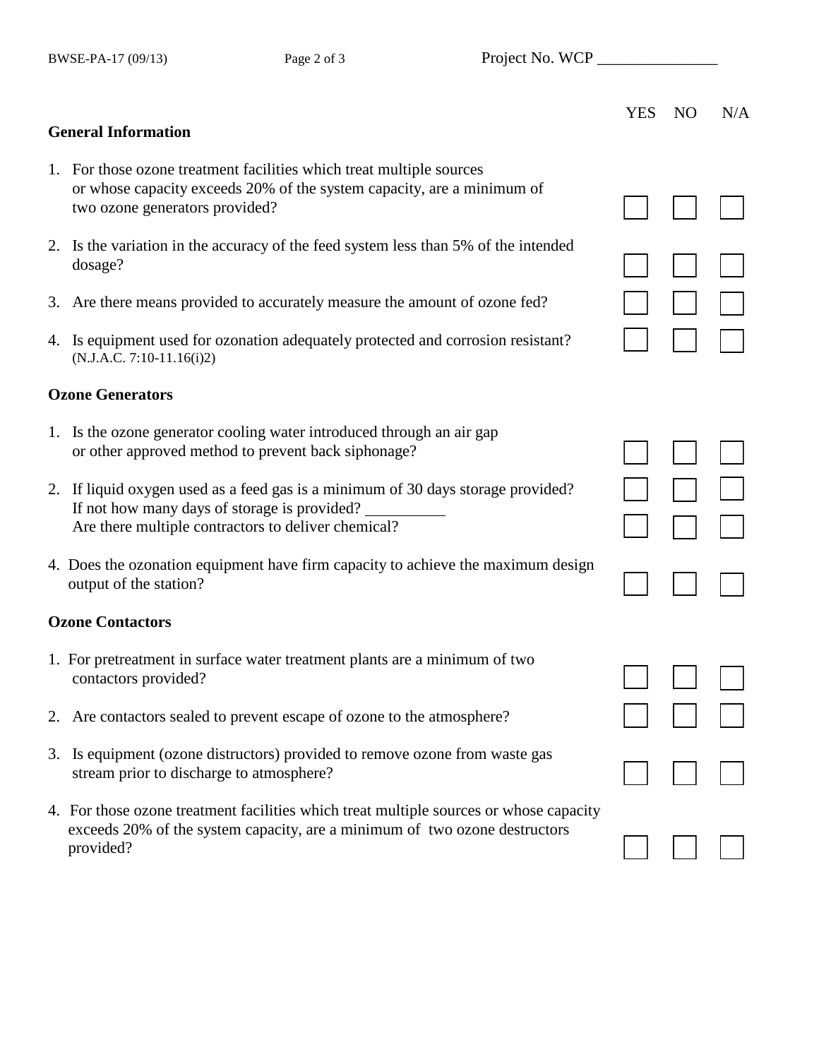Project No. WCP _______________

| | YES | NO | N/A |
|---|---|---|---|
| **General Information** | | | |
| 1. For those ozone treatment facilities which treat multiple sources or whose capacity exceeds 20% of the system capacity, are a minimum of two ozone generators provided? | ☐ | ☐ | ☐ |
| 2. Is the variation in the accuracy of the feed system less than 5% of the intended dosage? | ☐ | ☐ | ☐ |
| 3. Are there means provided to accurately measure the amount of ozone fed? | ☐ | ☐ | ☐ |
| 4. Is equipment used for ozonation adequately protected and corrosion resistant? (N.J.A.C. 7:10-11.16(i)2) | ☐ | ☐ | ☐ |
| **Ozone Generators** | | | |
| 1. Is the ozone generator cooling water introduced through an air gap or other approved method to prevent back siphonage? | ☐ | ☐ | ☐ |
| 2. If liquid oxygen used as a feed gas is a minimum of 30 days storage provided? | ☐ | ☐ | ☐ |
| If not how many days of storage is provided? __________ | | | |
| Are there multiple contractors to deliver chemical? | ☐ | ☐ | ☐ |
| 4. Does the ozonation equipment have firm capacity to achieve the maximum design output of the station? | ☐ | ☐ | ☐ |
| **Ozone Contactors** | | | |
| 1. For pretreatment in surface water treatment plants are a minimum of two contactors provided? | ☐ | ☐ | ☐ |
| 2. Are contactors sealed to prevent escape of ozone to the atmosphere? | ☐ | ☐ | ☐ |
| 3. Is equipment (ozone distructors) provided to remove ozone from waste gas stream prior to discharge to atmosphere? | ☐ | ☐ | ☐ |
| 4. For those ozone treatment facilities which treat multiple sources or whose capacity exceeds 20% of the system capacity, are a minimum of two ozone destructors provided? | ☐ | ☐ | ☐ |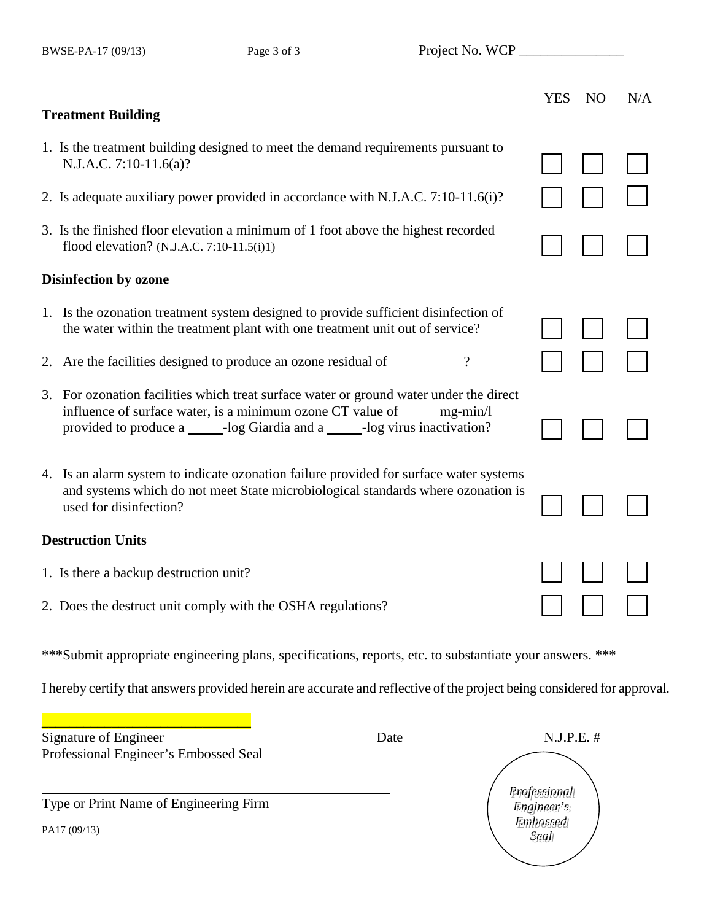Project No. WCP _______________

| | YES | NO | N/A |
|---|---|---|---|
| **Treatment Building** | | | |
| 1. Is the treatment building designed to meet the demand requirements pursuant to N.J.A.C. 7:10-11.6(a)? | ☐ | ☐ | ☐ |
| 2. Is adequate auxiliary power provided in accordance with N.J.A.C. 7:10-11.6(i)? | ☐ | ☐ | ☐ |
| 3. Is the finished floor elevation a minimum of 1 foot above the highest recorded flood elevation? (N.J.A.C. 7:10-11.5(i)1) | ☐ | ☐ | ☐ |
| **Disinfection by ozone** | | | |
| 1. Is the ozonation treatment system designed to provide sufficient disinfection of the water within the treatment plant with one treatment unit out of service? | ☐ | ☐ | ☐ |
| 2. Are the facilities designed to produce an ozone residual of __________ ? | ☐ | ☐ | ☐ |
| 3. For ozonation facilities which treat surface water or ground water under the direct influence of surface water, is a minimum ozone CT value of _____ mg-min/l provided to produce a _____-log Giardia and a _____-log virus inactivation? | ☐ | ☐ | ☐ |
| 4. Is an alarm system to indicate ozonation failure provided for surface water systems and systems which do not meet State microbiological standards where ozonation is used for disinfection? | ☐ | ☐ | ☐ |
| **Destruction Units** | | | |
| 1. Is there a backup destruction unit? | ☐ | ☐ | ☐ |
| 2. Does the destruct unit comply with the OSHA regulations? | ☐ | ☐ | ☐ |

***Submit appropriate engineering plans, specifications, reports, etc. to substantiate your answers. ***

I hereby certify that answers provided herein are accurate and reflective of the project being considered for approval.

______________________________ ________________ ____________________

Signature of Engineer Date N.J.P.E. #

Professional Engineer's Embossed Seal

__________________________________________________

Type or Print Name of Engineering Firm

Professional Engineer's Embossed Seal

PA17 (09/13)